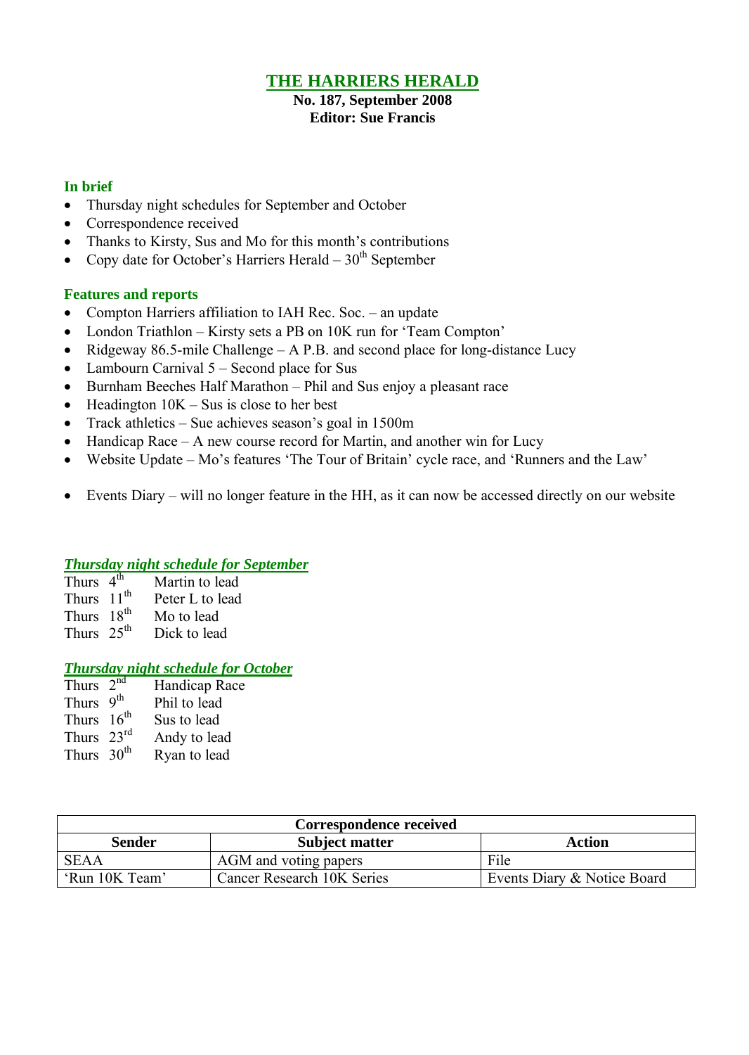# THE HARRIERS HERALD

**No. 187, September 2008**
**Editor: Sue Francis**

## In brief

- Thursday night schedules for September and October
- Correspondence received
- Thanks to Kirsty, Sus and Mo for this month's contributions
- Copy date for October's Harriers Herald – 30th September

## Features and reports

- Compton Harriers affiliation to IAH Rec. Soc. – an update
- London Triathlon – Kirsty sets a PB on 10K run for 'Team Compton'
- Ridgeway 86.5-mile Challenge – A P.B. and second place for long-distance Lucy
- Lambourn Carnival 5 – Second place for Sus
- Burnham Beeches Half Marathon – Phil and Sus enjoy a pleasant race
- Headington 10K – Sus is close to her best
- Track athletics – Sue achieves season's goal in 1500m
- Handicap Race – A new course record for Martin, and another win for Lucy
- Website Update – Mo's features 'The Tour of Britain' cycle race, and 'Runners and the Law'

- Events Diary – will no longer feature in the HH, as it can now be accessed directly on our website

### *Thursday night schedule for September*

| | |
|---|---|
| Thurs 4th | Martin to lead |
| Thurs 11th | Peter L to lead |
| Thurs 18th | Mo to lead |
| Thurs 25th | Dick to lead |

### *Thursday night schedule for October*

| | |
|---|---|
| Thurs 2nd | Handicap Race |
| Thurs 9th | Phil to lead |
| Thurs 16th | Sus to lead |
| Thurs 23rd | Andy to lead |
| Thurs 30th | Ryan to lead |

**Correspondence received**

| Sender | Subject matter | Action |
|---|---|---|
| SEAA | AGM and voting papers | File |
| 'Run 10K Team' | Cancer Research 10K Series | Events Diary & Notice Board |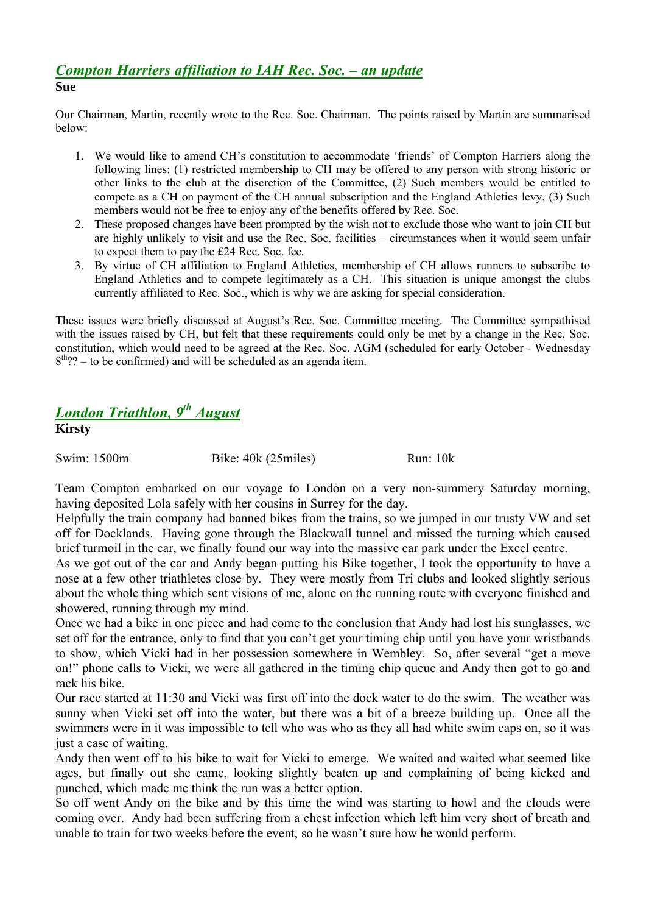## *Compton Harriers affiliation to IAH Rec. Soc. – an update*

**Sue**

Our Chairman, Martin, recently wrote to the Rec. Soc. Chairman. The points raised by Martin are summarised below:

1. We would like to amend CH's constitution to accommodate 'friends' of Compton Harriers along the following lines: (1) restricted membership to CH may be offered to any person with strong historic or other links to the club at the discretion of the Committee, (2) Such members would be entitled to compete as a CH on payment of the CH annual subscription and the England Athletics levy, (3) Such members would not be free to enjoy any of the benefits offered by Rec. Soc.
2. These proposed changes have been prompted by the wish not to exclude those who want to join CH but are highly unlikely to visit and use the Rec. Soc. facilities – circumstances when it would seem unfair to expect them to pay the £24 Rec. Soc. fee.
3. By virtue of CH affiliation to England Athletics, membership of CH allows runners to subscribe to England Athletics and to compete legitimately as a CH. This situation is unique amongst the clubs currently affiliated to Rec. Soc., which is why we are asking for special consideration.

These issues were briefly discussed at August's Rec. Soc. Committee meeting. The Committee sympathised with the issues raised by CH, but felt that these requirements could only be met by a change in the Rec. Soc. constitution, which would need to be agreed at the Rec. Soc. AGM (scheduled for early October - Wednesday 8th?? – to be confirmed) and will be scheduled as an agenda item.

## *London Triathlon, 9th August*

**Kirsty**

Swim: 1500m Bike: 40k (25miles) Run: 10k

Team Compton embarked on our voyage to London on a very non-summery Saturday morning, having deposited Lola safely with her cousins in Surrey for the day.

Helpfully the train company had banned bikes from the trains, so we jumped in our trusty VW and set off for Docklands. Having gone through the Blackwall tunnel and missed the turning which caused brief turmoil in the car, we finally found our way into the massive car park under the Excel centre.

As we got out of the car and Andy began putting his Bike together, I took the opportunity to have a nose at a few other triathletes close by. They were mostly from Tri clubs and looked slightly serious about the whole thing which sent visions of me, alone on the running route with everyone finished and showered, running through my mind.

Once we had a bike in one piece and had come to the conclusion that Andy had lost his sunglasses, we set off for the entrance, only to find that you can't get your timing chip until you have your wristbands to show, which Vicki had in her possession somewhere in Wembley. So, after several "get a move on!" phone calls to Vicki, we were all gathered in the timing chip queue and Andy then got to go and rack his bike.

Our race started at 11:30 and Vicki was first off into the dock water to do the swim. The weather was sunny when Vicki set off into the water, but there was a bit of a breeze building up. Once all the swimmers were in it was impossible to tell who was who as they all had white swim caps on, so it was just a case of waiting.

Andy then went off to his bike to wait for Vicki to emerge. We waited and waited what seemed like ages, but finally out she came, looking slightly beaten up and complaining of being kicked and punched, which made me think the run was a better option.

So off went Andy on the bike and by this time the wind was starting to howl and the clouds were coming over. Andy had been suffering from a chest infection which left him very short of breath and unable to train for two weeks before the event, so he wasn't sure how he would perform.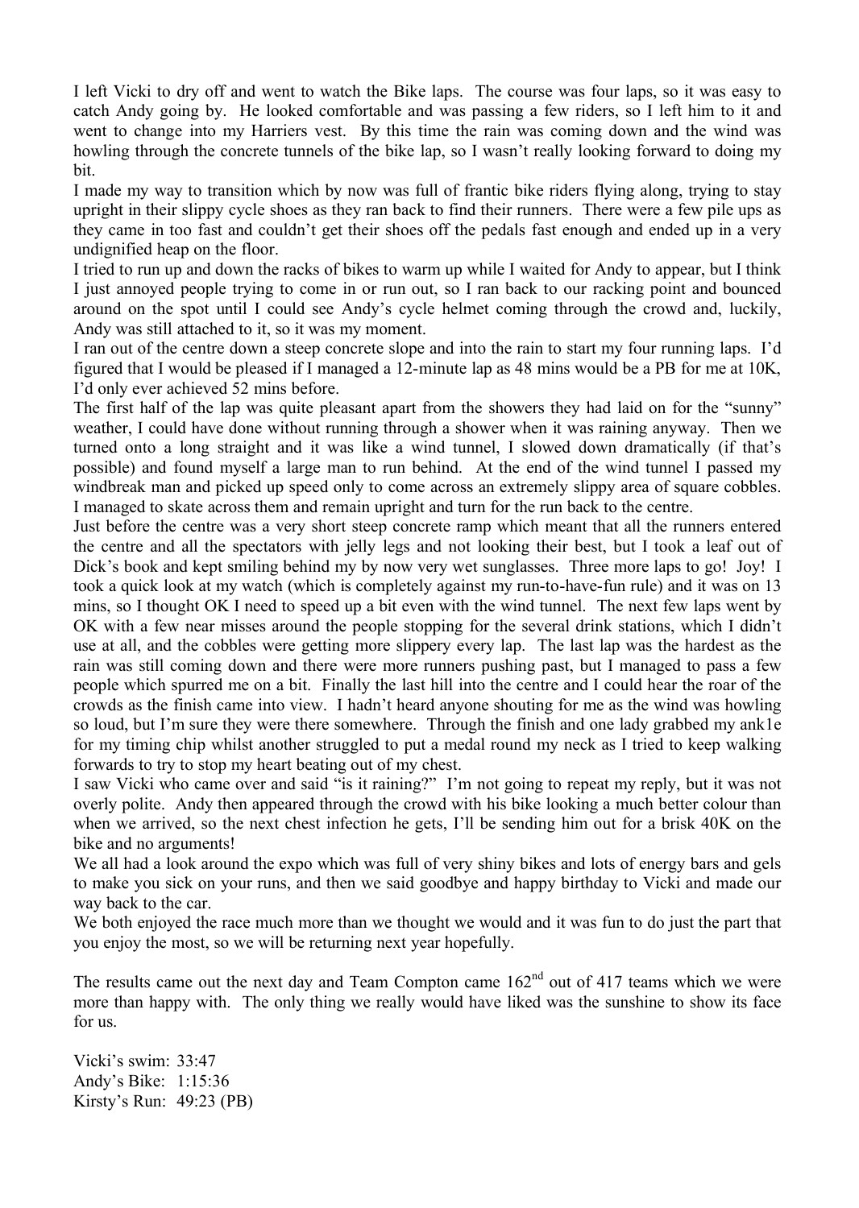I left Vicki to dry off and went to watch the Bike laps. The course was four laps, so it was easy to catch Andy going by. He looked comfortable and was passing a few riders, so I left him to it and went to change into my Harriers vest. By this time the rain was coming down and the wind was howling through the concrete tunnels of the bike lap, so I wasn't really looking forward to doing my bit.

I made my way to transition which by now was full of frantic bike riders flying along, trying to stay upright in their slippy cycle shoes as they ran back to find their runners. There were a few pile ups as they came in too fast and couldn't get their shoes off the pedals fast enough and ended up in a very undignified heap on the floor.

I tried to run up and down the racks of bikes to warm up while I waited for Andy to appear, but I think I just annoyed people trying to come in or run out, so I ran back to our racking point and bounced around on the spot until I could see Andy's cycle helmet coming through the crowd and, luckily, Andy was still attached to it, so it was my moment.

I ran out of the centre down a steep concrete slope and into the rain to start my four running laps. I'd figured that I would be pleased if I managed a 12-minute lap as 48 mins would be a PB for me at 10K, I'd only ever achieved 52 mins before.

The first half of the lap was quite pleasant apart from the showers they had laid on for the "sunny" weather, I could have done without running through a shower when it was raining anyway. Then we turned onto a long straight and it was like a wind tunnel, I slowed down dramatically (if that's possible) and found myself a large man to run behind. At the end of the wind tunnel I passed my windbreak man and picked up speed only to come across an extremely slippy area of square cobbles. I managed to skate across them and remain upright and turn for the run back to the centre.

Just before the centre was a very short steep concrete ramp which meant that all the runners entered the centre and all the spectators with jelly legs and not looking their best, but I took a leaf out of Dick's book and kept smiling behind my by now very wet sunglasses. Three more laps to go! Joy! I took a quick look at my watch (which is completely against my run-to-have-fun rule) and it was on 13 mins, so I thought OK I need to speed up a bit even with the wind tunnel. The next few laps went by OK with a few near misses around the people stopping for the several drink stations, which I didn't use at all, and the cobbles were getting more slippery every lap. The last lap was the hardest as the rain was still coming down and there were more runners pushing past, but I managed to pass a few people which spurred me on a bit. Finally the last hill into the centre and I could hear the roar of the crowds as the finish came into view. I hadn't heard anyone shouting for me as the wind was howling so loud, but I'm sure they were there somewhere. Through the finish and one lady grabbed my ank1e for my timing chip whilst another struggled to put a medal round my neck as I tried to keep walking forwards to try to stop my heart beating out of my chest.

I saw Vicki who came over and said "is it raining?" I'm not going to repeat my reply, but it was not overly polite. Andy then appeared through the crowd with his bike looking a much better colour than when we arrived, so the next chest infection he gets, I'll be sending him out for a brisk 40K on the bike and no arguments!

We all had a look around the expo which was full of very shiny bikes and lots of energy bars and gels to make you sick on your runs, and then we said goodbye and happy birthday to Vicki and made our way back to the car.

We both enjoyed the race much more than we thought we would and it was fun to do just the part that you enjoy the most, so we will be returning next year hopefully.

The results came out the next day and Team Compton came 162nd out of 417 teams which we were more than happy with. The only thing we really would have liked was the sunshine to show its face for us.

Vicki's swim: 33:47
Andy's Bike: 1:15:36
Kirsty's Run: 49:23 (PB)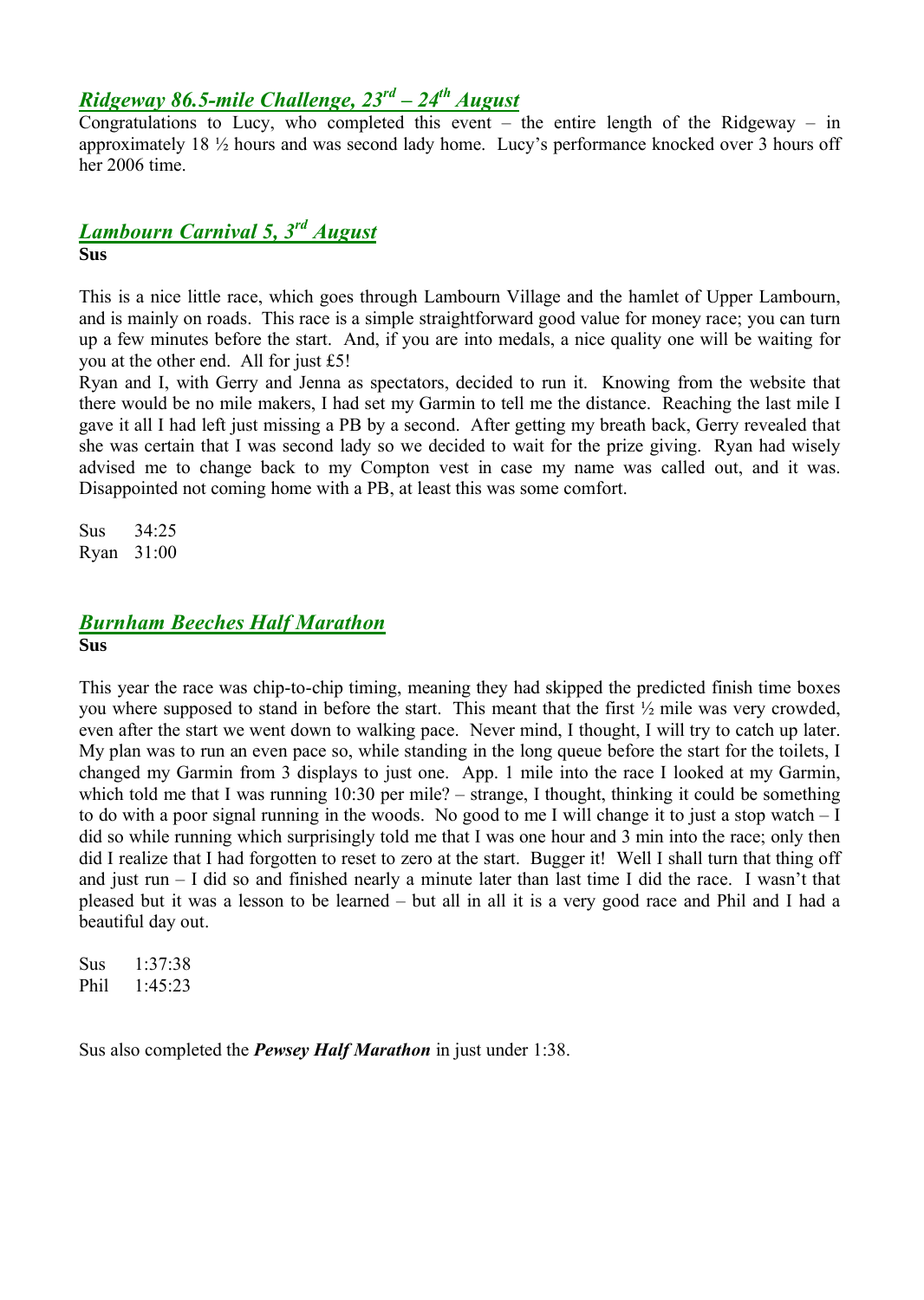## ***Ridgeway 86.5-mile Challenge, 23rd – 24th August***

Congratulations to Lucy, who completed this event – the entire length of the Ridgeway – in approximately 18 ½ hours and was second lady home. Lucy's performance knocked over 3 hours off her 2006 time.

## ***Lambourn Carnival 5, 3rd August***

**Sus**

This is a nice little race, which goes through Lambourn Village and the hamlet of Upper Lambourn, and is mainly on roads. This race is a simple straightforward good value for money race; you can turn up a few minutes before the start. And, if you are into medals, a nice quality one will be waiting for you at the other end. All for just £5!

Ryan and I, with Gerry and Jenna as spectators, decided to run it. Knowing from the website that there would be no mile makers, I had set my Garmin to tell me the distance. Reaching the last mile I gave it all I had left just missing a PB by a second. After getting my breath back, Gerry revealed that she was certain that I was second lady so we decided to wait for the prize giving. Ryan had wisely advised me to change back to my Compton vest in case my name was called out, and it was. Disappointed not coming home with a PB, at least this was some comfort.

Sus 34:25
Ryan 31:00

## ***Burnham Beeches Half Marathon***

**Sus**

This year the race was chip-to-chip timing, meaning they had skipped the predicted finish time boxes you where supposed to stand in before the start. This meant that the first ½ mile was very crowded, even after the start we went down to walking pace. Never mind, I thought, I will try to catch up later. My plan was to run an even pace so, while standing in the long queue before the start for the toilets, I changed my Garmin from 3 displays to just one. App. 1 mile into the race I looked at my Garmin, which told me that I was running 10:30 per mile? – strange, I thought, thinking it could be something to do with a poor signal running in the woods. No good to me I will change it to just a stop watch – I did so while running which surprisingly told me that I was one hour and 3 min into the race; only then did I realize that I had forgotten to reset to zero at the start. Bugger it! Well I shall turn that thing off and just run – I did so and finished nearly a minute later than last time I did the race. I wasn't that pleased but it was a lesson to be learned – but all in all it is a very good race and Phil and I had a beautiful day out.

Sus 1:37:38
Phil 1:45:23

Sus also completed the ***Pewsey Half Marathon*** in just under 1:38.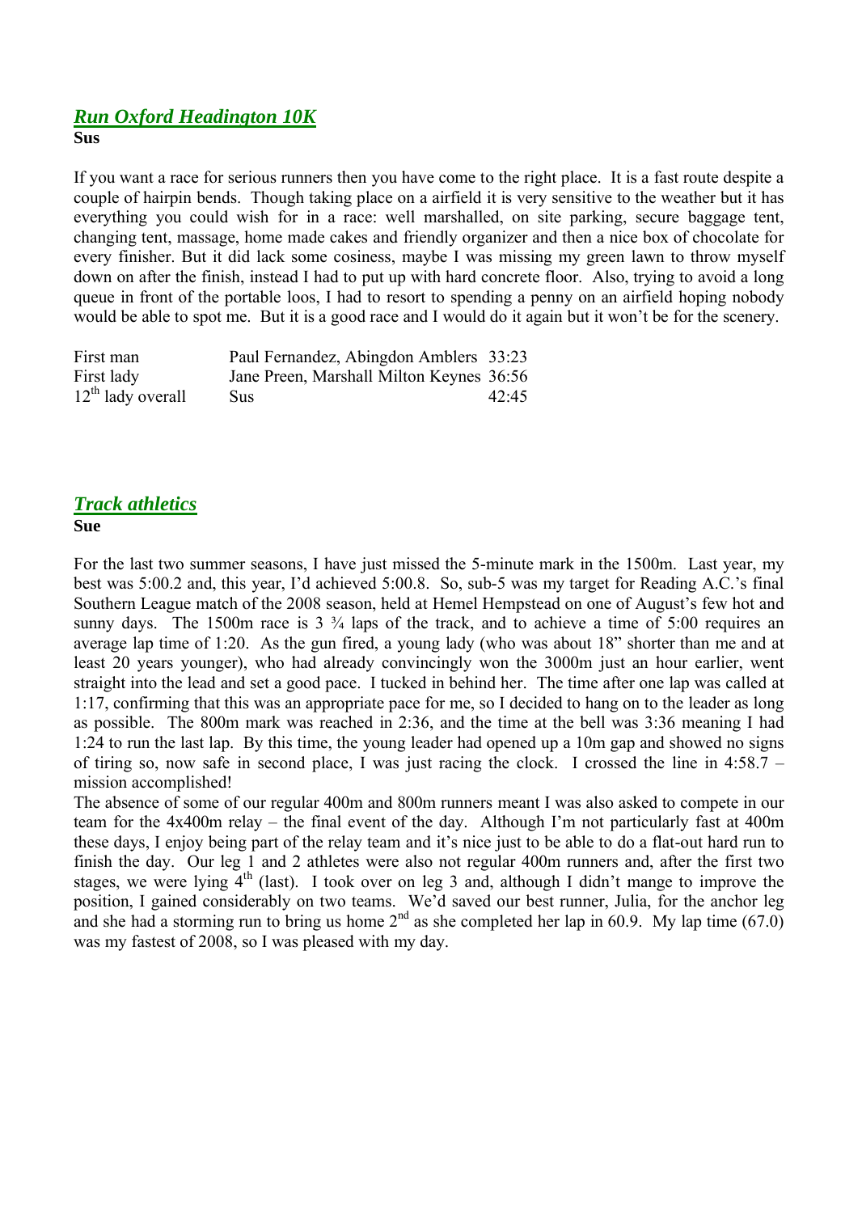## ***Run Oxford Headington 10K***

**Sus**

If you want a race for serious runners then you have come to the right place. It is a fast route despite a couple of hairpin bends. Though taking place on a airfield it is very sensitive to the weather but it has everything you could wish for in a race: well marshalled, on site parking, secure baggage tent, changing tent, massage, home made cakes and friendly organizer and then a nice box of chocolate for every finisher. But it did lack some cosiness, maybe I was missing my green lawn to throw myself down on after the finish, instead I had to put up with hard concrete floor. Also, trying to avoid a long queue in front of the portable loos, I had to resort to spending a penny on an airfield hoping nobody would be able to spot me. But it is a good race and I would do it again but it won't be for the scenery.

| | | |
|---|---|---|
| First man | Paul Fernandez, Abingdon Amblers | 33:23 |
| First lady | Jane Preen, Marshall Milton Keynes | 36:56 |
| 12th lady overall | Sus | 42:45 |

## ***Track athletics***

**Sue**

For the last two summer seasons, I have just missed the 5-minute mark in the 1500m. Last year, my best was 5:00.2 and, this year, I'd achieved 5:00.8. So, sub-5 was my target for Reading A.C.'s final Southern League match of the 2008 season, held at Hemel Hempstead on one of August's few hot and sunny days. The 1500m race is 3 ¾ laps of the track, and to achieve a time of 5:00 requires an average lap time of 1:20. As the gun fired, a young lady (who was about 18" shorter than me and at least 20 years younger), who had already convincingly won the 3000m just an hour earlier, went straight into the lead and set a good pace. I tucked in behind her. The time after one lap was called at 1:17, confirming that this was an appropriate pace for me, so I decided to hang on to the leader as long as possible. The 800m mark was reached in 2:36, and the time at the bell was 3:36 meaning I had 1:24 to run the last lap. By this time, the young leader had opened up a 10m gap and showed no signs of tiring so, now safe in second place, I was just racing the clock. I crossed the line in 4:58.7 – mission accomplished!

The absence of some of our regular 400m and 800m runners meant I was also asked to compete in our team for the 4x400m relay – the final event of the day. Although I'm not particularly fast at 400m these days, I enjoy being part of the relay team and it's nice just to be able to do a flat-out hard run to finish the day. Our leg 1 and 2 athletes were also not regular 400m runners and, after the first two stages, we were lying 4th (last). I took over on leg 3 and, although I didn't mange to improve the position, I gained considerably on two teams. We'd saved our best runner, Julia, for the anchor leg and she had a storming run to bring us home 2nd as she completed her lap in 60.9. My lap time (67.0) was my fastest of 2008, so I was pleased with my day.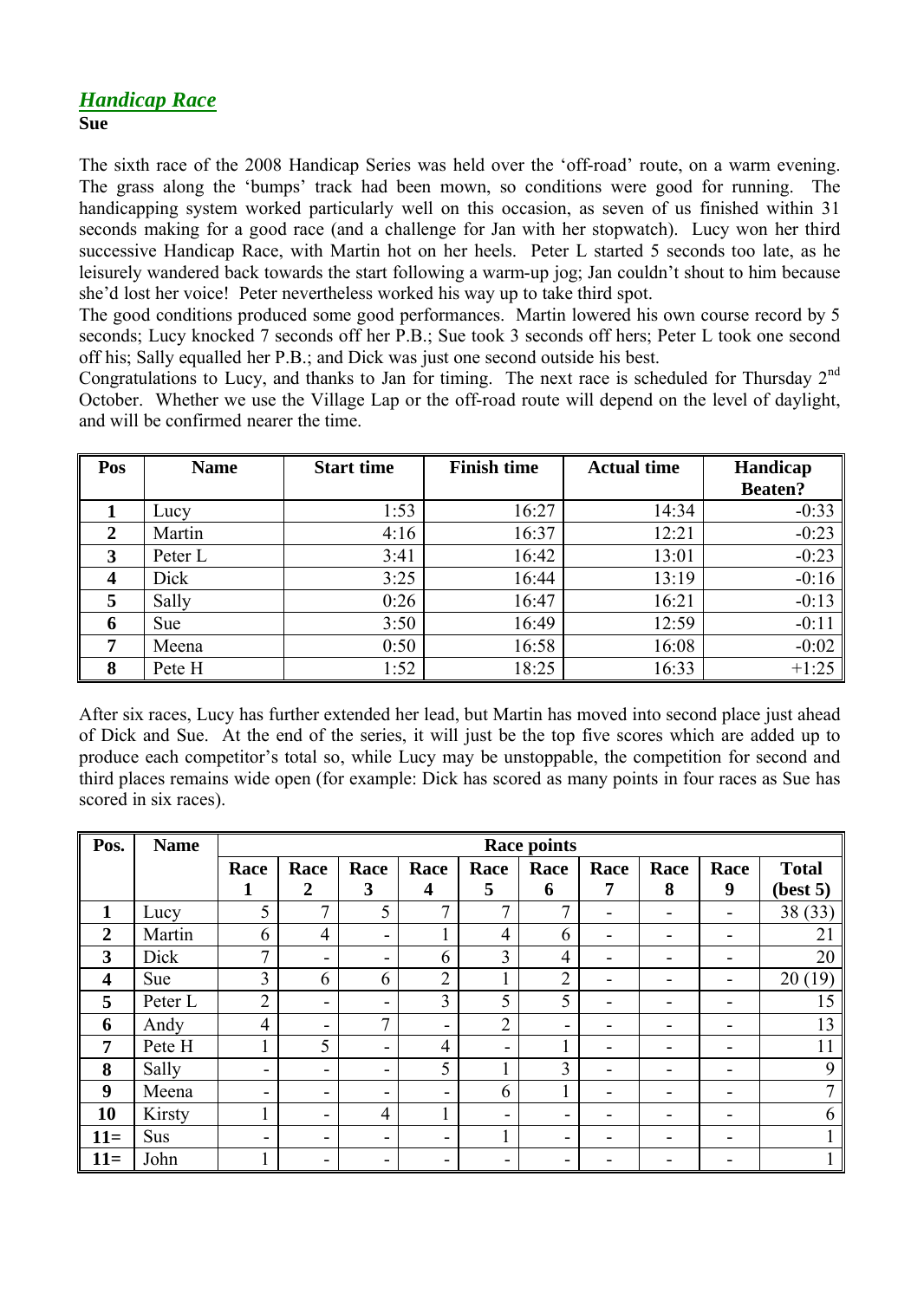## *Handicap Race*

**Sue**

The sixth race of the 2008 Handicap Series was held over the 'off-road' route, on a warm evening. The grass along the 'bumps' track had been mown, so conditions were good for running. The handicapping system worked particularly well on this occasion, as seven of us finished within 31 seconds making for a good race (and a challenge for Jan with her stopwatch). Lucy won her third successive Handicap Race, with Martin hot on her heels. Peter L started 5 seconds too late, as he leisurely wandered back towards the start following a warm-up jog; Jan couldn't shout to him because she'd lost her voice! Peter nevertheless worked his way up to take third spot.

The good conditions produced some good performances. Martin lowered his own course record by 5 seconds; Lucy knocked 7 seconds off her P.B.; Sue took 3 seconds off hers; Peter L took one second off his; Sally equalled her P.B.; and Dick was just one second outside his best.

Congratulations to Lucy, and thanks to Jan for timing. The next race is scheduled for Thursday 2nd October. Whether we use the Village Lap or the off-road route will depend on the level of daylight, and will be confirmed nearer the time.

| Pos | Name | Start time | Finish time | Actual time | Handicap Beaten? |
|---|---|---|---|---|---|
| 1 | Lucy | 1:53 | 16:27 | 14:34 | -0:33 |
| 2 | Martin | 4:16 | 16:37 | 12:21 | -0:23 |
| 3 | Peter L | 3:41 | 16:42 | 13:01 | -0:23 |
| 4 | Dick | 3:25 | 16:44 | 13:19 | -0:16 |
| 5 | Sally | 0:26 | 16:47 | 16:21 | -0:13 |
| 6 | Sue | 3:50 | 16:49 | 12:59 | -0:11 |
| 7 | Meena | 0:50 | 16:58 | 16:08 | -0:02 |
| 8 | Pete H | 1:52 | 18:25 | 16:33 | +1:25 |

After six races, Lucy has further extended her lead, but Martin has moved into second place just ahead of Dick and Sue. At the end of the series, it will just be the top five scores which are added up to produce each competitor's total so, while Lucy may be unstoppable, the competition for second and third places remains wide open (for example: Dick has scored as many points in four races as Sue has scored in six races).

| Pos. | Name | Race points | | | | | | | | | |
|---|---|---|---|---|---|---|---|---|---|---|---|
| | | Race 1 | Race 2 | Race 3 | Race 4 | Race 5 | Race 6 | Race 7 | Race 8 | Race 9 | Total (best 5) |
| 1 | Lucy | 5 | 7 | 5 | 7 | 7 | 7 | - | - | - | 38 (33) |
| 2 | Martin | 6 | 4 | - | 1 | 4 | 6 | - | - | - | 21 |
| 3 | Dick | 7 | - | - | 6 | 3 | 4 | - | - | - | 20 |
| 4 | Sue | 3 | 6 | 6 | 2 | 1 | 2 | - | - | - | 20 (19) |
| 5 | Peter L | 2 | - | - | 3 | 5 | 5 | - | - | - | 15 |
| 6 | Andy | 4 | - | 7 | - | 2 | - | - | - | - | 13 |
| 7 | Pete H | 1 | 5 | - | 4 | - | 1 | - | - | - | 11 |
| 8 | Sally | - | - | - | 5 | 1 | 3 | - | - | - | 9 |
| 9 | Meena | - | - | - | - | 6 | 1 | - | - | - | 7 |
| 10 | Kirsty | 1 | - | 4 | 1 | - | - | - | - | - | 6 |
| 11= | Sus | - | - | - | - | 1 | - | - | - | - | 1 |
| 11= | John | 1 | - | - | - | - | - | - | - | - | 1 |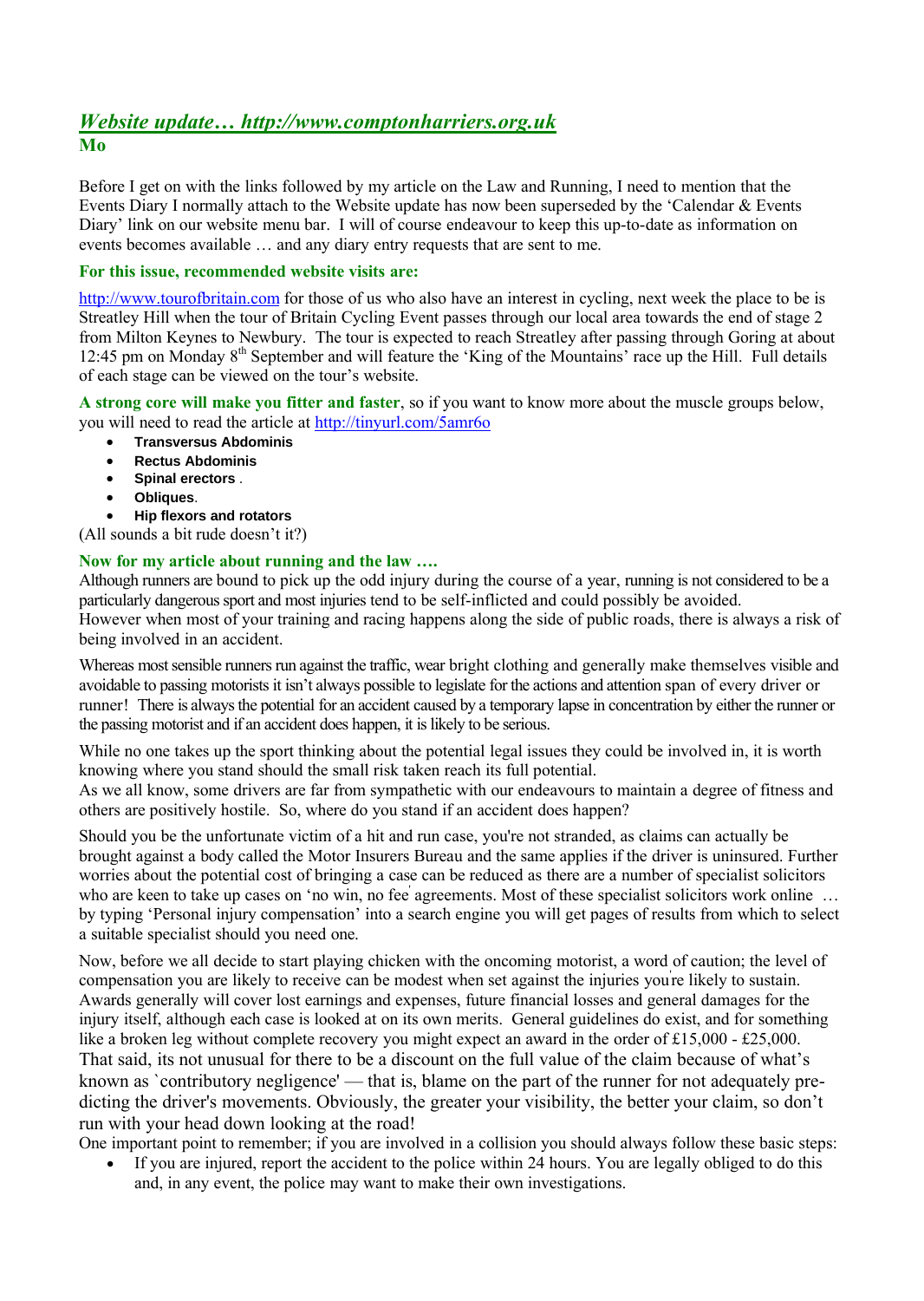## *Website update… http://www.comptonharriers.org.uk*

**Mo**

Before I get on with the links followed by my article on the Law and Running, I need to mention that the Events Diary I normally attach to the Website update has now been superseded by the 'Calendar & Events Diary' link on our website menu bar. I will of course endeavour to keep this up-to-date as information on events becomes available … and any diary entry requests that are sent to me.

**For this issue, recommended website visits are:**

http://www.tourofbritain.com for those of us who also have an interest in cycling, next week the place to be is Streatley Hill when the tour of Britain Cycling Event passes through our local area towards the end of stage 2 from Milton Keynes to Newbury. The tour is expected to reach Streatley after passing through Goring at about 12:45 pm on Monday 8th September and will feature the 'King of the Mountains' race up the Hill. Full details of each stage can be viewed on the tour's website.

**A strong core will make you fitter and faster**, so if you want to know more about the muscle groups below, you will need to read the article at http://tinyurl.com/5amr6o

- **Transversus Abdominis**
- **Rectus Abdominis**
- **Spinal erectors** .
- **Obliques**.
- **Hip flexors and rotators**

(All sounds a bit rude doesn't it?)

**Now for my article about running and the law ….**

Although runners are bound to pick up the odd injury during the course of a year, running is not considered to be a particularly dangerous sport and most injuries tend to be self-inflicted and could possibly be avoided.
However when most of your training and racing happens along the side of public roads, there is always a risk of being involved in an accident.

Whereas most sensible runners run against the traffic, wear bright clothing and generally make themselves visible and avoidable to passing motorists it isn't always possible to legislate for the actions and attention span of every driver or runner! There is always the potential for an accident caused by a temporary lapse in concentration by either the runner or the passing motorist and if an accident does happen, it is likely to be serious.

While no one takes up the sport thinking about the potential legal issues they could be involved in, it is worth knowing where you stand should the small risk taken reach its full potential.
As we all know, some drivers are far from sympathetic with our endeavours to maintain a degree of fitness and others are positively hostile. So, where do you stand if an accident does happen?

Should you be the unfortunate victim of a hit and run case, you're not stranded, as claims can actually be brought against a body called the Motor Insurers Bureau and the same applies if the driver is uninsured. Further worries about the potential cost of bringing a case can be reduced as there are a number of specialist solicitors who are keen to take up cases on 'no win, no fee' agreements. Most of these specialist solicitors work online … by typing 'Personal injury compensation' into a search engine you will get pages of results from which to select a suitable specialist should you need one.

Now, before we all decide to start playing chicken with the oncoming motorist, a word of caution; the level of compensation you are likely to receive can be modest when set against the injuries you're likely to sustain. Awards generally will cover lost earnings and expenses, future financial losses and general damages for the injury itself, although each case is looked at on its own merits. General guidelines do exist, and for something like a broken leg without complete recovery you might expect an award in the order of £15,000 - £25,000.
That said, its not unusual for there to be a discount on the full value of the claim because of what's known as `contributory negligence' — that is, blame on the part of the runner for not adequately pre-dicting the driver's movements. Obviously, the greater your visibility, the better your claim, so don't run with your head down looking at the road!
One important point to remember; if you are involved in a collision you should always follow these basic steps:

- If you are injured, report the accident to the police within 24 hours. You are legally obliged to do this and, in any event, the police may want to make their own investigations.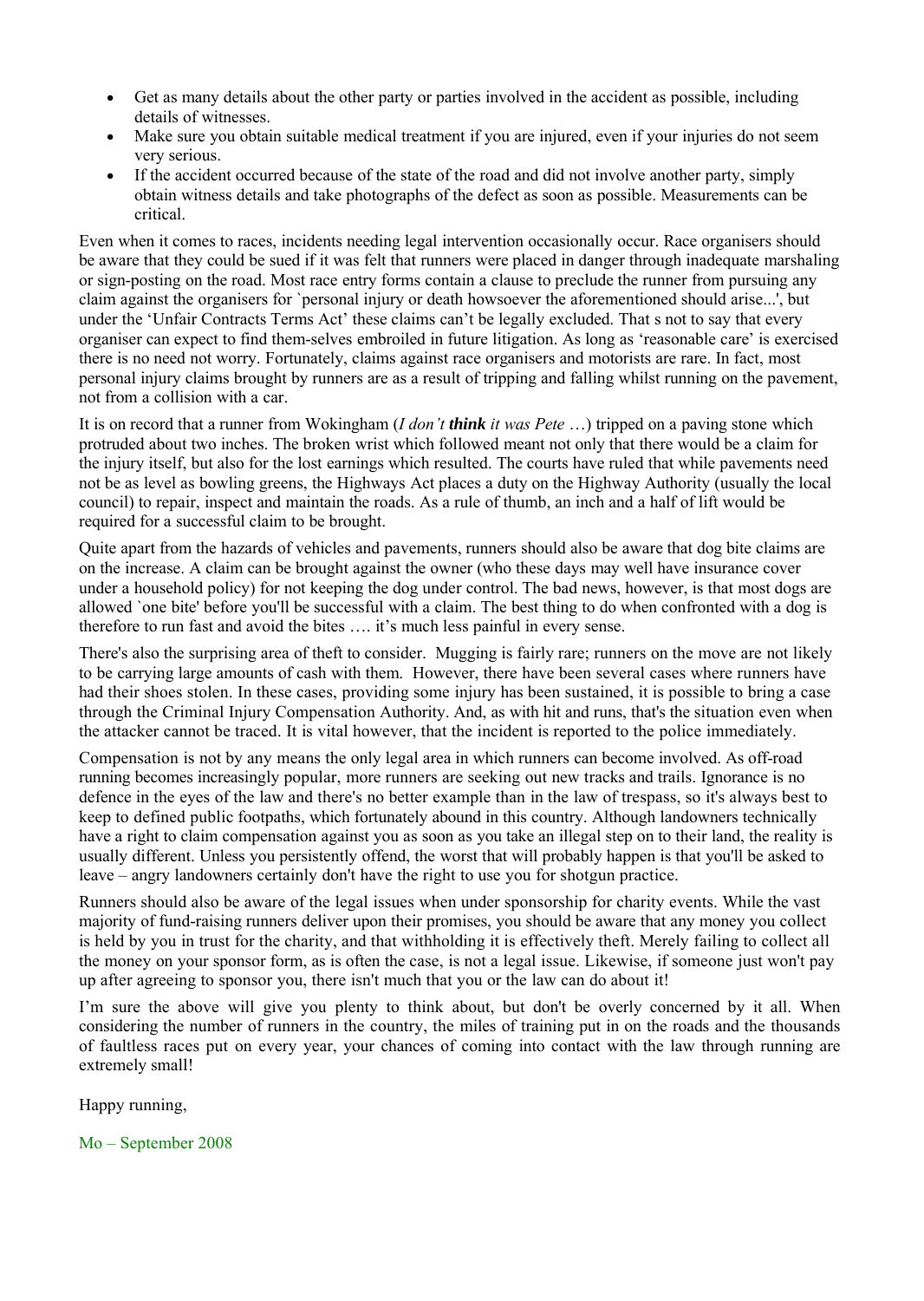- Get as many details about the other party or parties involved in the accident as possible, including details of witnesses.
- Make sure you obtain suitable medical treatment if you are injured, even if your injuries do not seem very serious.
- If the accident occurred because of the state of the road and did not involve another party, simply obtain witness details and take photographs of the defect as soon as possible. Measurements can be critical.

Even when it comes to races, incidents needing legal intervention occasionally occur. Race organisers should be aware that they could be sued if it was felt that runners were placed in danger through inadequate marshaling or sign-posting on the road. Most race entry forms contain a clause to preclude the runner from pursuing any claim against the organisers for `personal injury or death howsoever the aforementioned should arise...', but under the 'Unfair Contracts Terms Act' these claims can't be legally excluded. That s not to say that every organiser can expect to find them-selves embroiled in future litigation. As long as 'reasonable care' is exercised there is no need not worry. Fortunately, claims against race organisers and motorists are rare. In fact, most personal injury claims brought by runners are as a result of tripping and falling whilst running on the pavement, not from a collision with a car.

It is on record that a runner from Wokingham (*I don't **think** it was Pete …*) tripped on a paving stone which protruded about two inches. The broken wrist which followed meant not only that there would be a claim for the injury itself, but also for the lost earnings which resulted. The courts have ruled that while pavements need not be as level as bowling greens, the Highways Act places a duty on the Highway Authority (usually the local council) to repair, inspect and maintain the roads. As a rule of thumb, an inch and a half of lift would be required for a successful claim to be brought.

Quite apart from the hazards of vehicles and pavements, runners should also be aware that dog bite claims are on the increase. A claim can be brought against the owner (who these days may well have insurance cover under a household policy) for not keeping the dog under control. The bad news, however, is that most dogs are allowed `one bite' before you'll be successful with a claim. The best thing to do when confronted with a dog is therefore to run fast and avoid the bites …. it's much less painful in every sense.

There's also the surprising area of theft to consider. Mugging is fairly rare; runners on the move are not likely to be carrying large amounts of cash with them. However, there have been several cases where runners have had their shoes stolen. In these cases, providing some injury has been sustained, it is possible to bring a case through the Criminal Injury Compensation Authority. And, as with hit and runs, that's the situation even when the attacker cannot be traced. It is vital however, that the incident is reported to the police immediately.

Compensation is not by any means the only legal area in which runners can become involved. As off-road running becomes increasingly popular, more runners are seeking out new tracks and trails. Ignorance is no defence in the eyes of the law and there's no better example than in the law of trespass, so it's always best to keep to defined public footpaths, which fortunately abound in this country. Although landowners technically have a right to claim compensation against you as soon as you take an illegal step on to their land, the reality is usually different. Unless you persistently offend, the worst that will probably happen is that you'll be asked to leave – angry landowners certainly don't have the right to use you for shotgun practice.

Runners should also be aware of the legal issues when under sponsorship for charity events. While the vast majority of fund-raising runners deliver upon their promises, you should be aware that any money you collect is held by you in trust for the charity, and that withholding it is effectively theft. Merely failing to collect all the money on your sponsor form, as is often the case, is not a legal issue. Likewise, if someone just won't pay up after agreeing to sponsor you, there isn't much that you or the law can do about it!

I'm sure the above will give you plenty to think about, but don't be overly concerned by it all. When considering the number of runners in the country, the miles of training put in on the roads and the thousands of faultless races put on every year, your chances of coming into contact with the law through running are extremely small!

Happy running,

Mo – September 2008